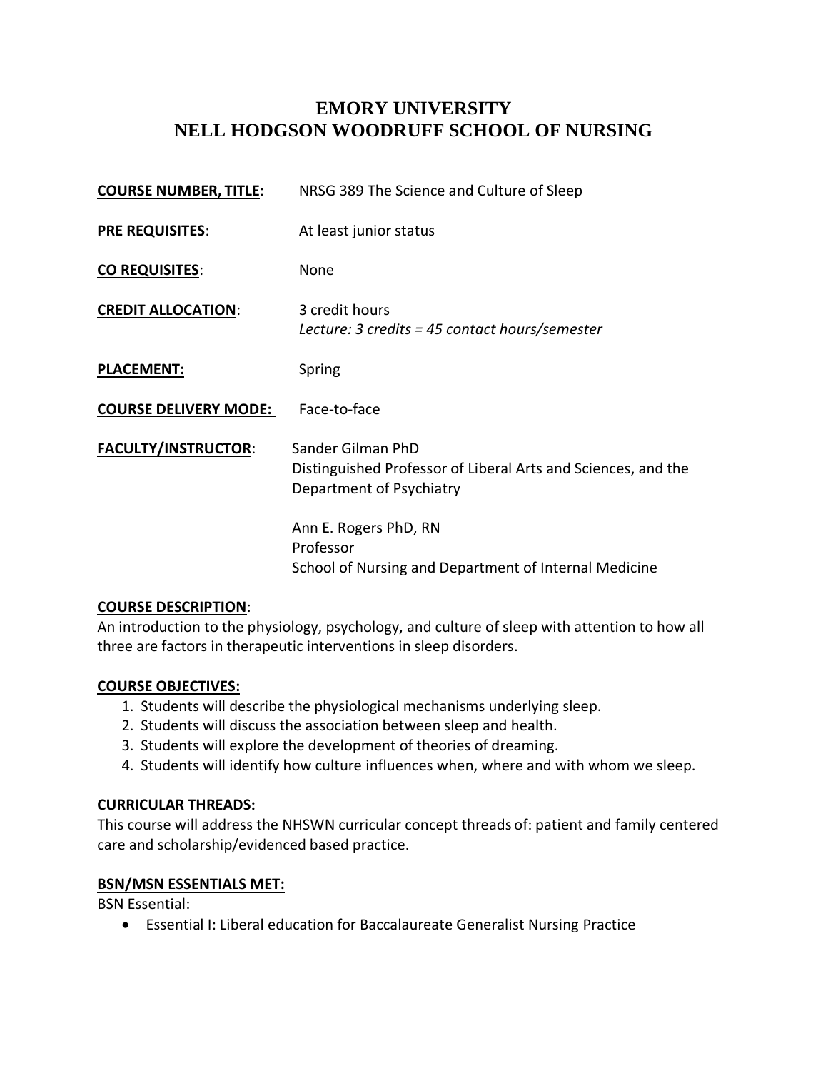# EMORY UNIVERSITY
# NELL HODGSON WOODRUFF SCHOOL OF NURSING

**COURSE NUMBER, TITLE**: NRSG 389 The Science and Culture of Sleep

**PRE REQUISITES**: At least junior status

**CO REQUISITES**: None

**CREDIT ALLOCATION**: 3 credit hours
*Lecture: 3 credits = 45 contact hours/semester*

**PLACEMENT:** Spring

**COURSE DELIVERY MODE:** Face-to-face

**FACULTY/INSTRUCTOR**: Sander Gilman PhD
Distinguished Professor of Liberal Arts and Sciences, and the Department of Psychiatry

Ann E. Rogers PhD, RN
Professor
School of Nursing and Department of Internal Medicine

**COURSE DESCRIPTION**:
An introduction to the physiology, psychology, and culture of sleep with attention to how all three are factors in therapeutic interventions in sleep disorders.

**COURSE OBJECTIVES:**

1. Students will describe the physiological mechanisms underlying sleep.
2. Students will discuss the association between sleep and health.
3. Students will explore the development of theories of dreaming.
4. Students will identify how culture influences when, where and with whom we sleep.

**CURRICULAR THREADS:**
This course will address the NHSWN curricular concept threads of: patient and family centered care and scholarship/evidenced based practice.

**BSN/MSN ESSENTIALS MET:**
BSN Essential:

- Essential I: Liberal education for Baccalaureate Generalist Nursing Practice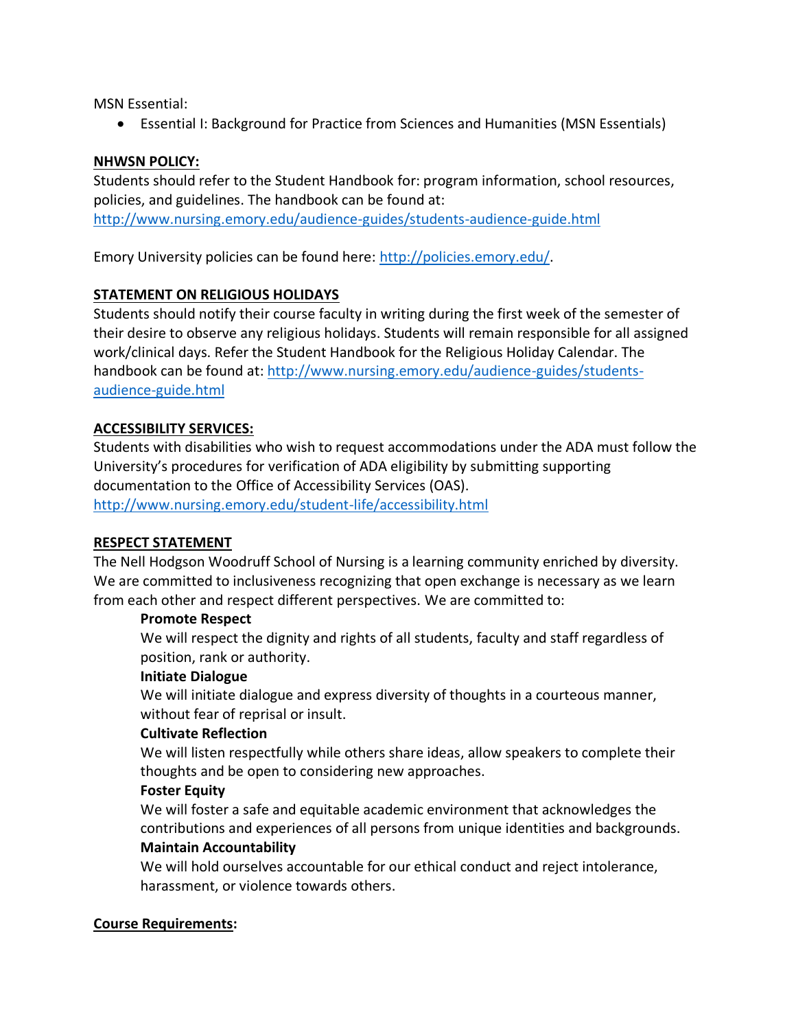MSN Essential:

- Essential I: Background for Practice from Sciences and Humanities (MSN Essentials)

## NHWSN POLICY:

Students should refer to the Student Handbook for: program information, school resources, policies, and guidelines. The handbook can be found at: http://www.nursing.emory.edu/audience-guides/students-audience-guide.html

Emory University policies can be found here: http://policies.emory.edu/.

## STATEMENT ON RELIGIOUS HOLIDAYS

Students should notify their course faculty in writing during the first week of the semester of their desire to observe any religious holidays. Students will remain responsible for all assigned work/clinical days. Refer the Student Handbook for the Religious Holiday Calendar. The handbook can be found at: http://www.nursing.emory.edu/audience-guides/students-audience-guide.html

## ACCESSIBILITY SERVICES:

Students with disabilities who wish to request accommodations under the ADA must follow the University's procedures for verification of ADA eligibility by submitting supporting documentation to the Office of Accessibility Services (OAS). http://www.nursing.emory.edu/student-life/accessibility.html

## RESPECT STATEMENT

The Nell Hodgson Woodruff School of Nursing is a learning community enriched by diversity. We are committed to inclusiveness recognizing that open exchange is necessary as we learn from each other and respect different perspectives. We are committed to:

**Promote Respect**
We will respect the dignity and rights of all students, faculty and staff regardless of position, rank or authority.

**Initiate Dialogue**
We will initiate dialogue and express diversity of thoughts in a courteous manner, without fear of reprisal or insult.

**Cultivate Reflection**
We will listen respectfully while others share ideas, allow speakers to complete their thoughts and be open to considering new approaches.

**Foster Equity**
We will foster a safe and equitable academic environment that acknowledges the contributions and experiences of all persons from unique identities and backgrounds.

**Maintain Accountability**
We will hold ourselves accountable for our ethical conduct and reject intolerance, harassment, or violence towards others.

## Course Requirements: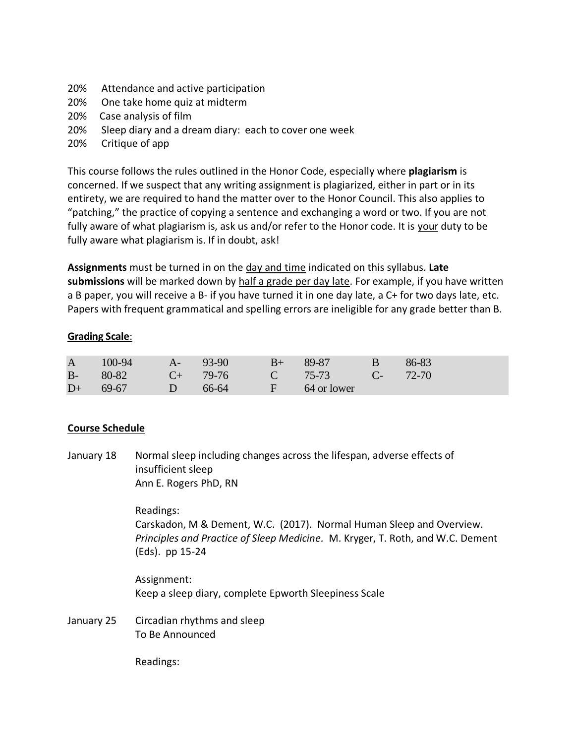20% Attendance and active participation
20% One take home quiz at midterm
20% Case analysis of film
20% Sleep diary and a dream diary: each to cover one week
20% Critique of app

This course follows the rules outlined in the Honor Code, especially where **plagiarism** is concerned. If we suspect that any writing assignment is plagiarized, either in part or in its entirety, we are required to hand the matter over to the Honor Council. This also applies to "patching," the practice of copying a sentence and exchanging a word or two. If you are not fully aware of what plagiarism is, ask us and/or refer to the Honor code. It is your duty to be fully aware what plagiarism is. If in doubt, ask!

**Assignments** must be turned in on the day and time indicated on this syllabus. **Late submissions** will be marked down by half a grade per day late. For example, if you have written a B paper, you will receive a B- if you have turned it in one day late, a C+ for two days late, etc. Papers with frequent grammatical and spelling errors are ineligible for any grade better than B.

**Grading Scale**:

| | | | | | | | |
|---|---|---|---|---|---|---|---|
| A | 100-94 | A- | 93-90 | B+ | 89-87 | B | 86-83 |
| B- | 80-82 | C+ | 79-76 | C | 75-73 | C- | 72-70 |
| D+ | 69-67 | D | 66-64 | F | 64 or lower | | |

**Course Schedule**

January 18 — Normal sleep including changes across the lifespan, adverse effects of insufficient sleep
Ann E. Rogers PhD, RN

Readings:
Carskadon, M & Dement, W.C. (2017). Normal Human Sleep and Overview. *Principles and Practice of Sleep Medicine*. M. Kryger, T. Roth, and W.C. Dement (Eds). pp 15-24

Assignment:
Keep a sleep diary, complete Epworth Sleepiness Scale

January 25 — Circadian rhythms and sleep
To Be Announced

Readings: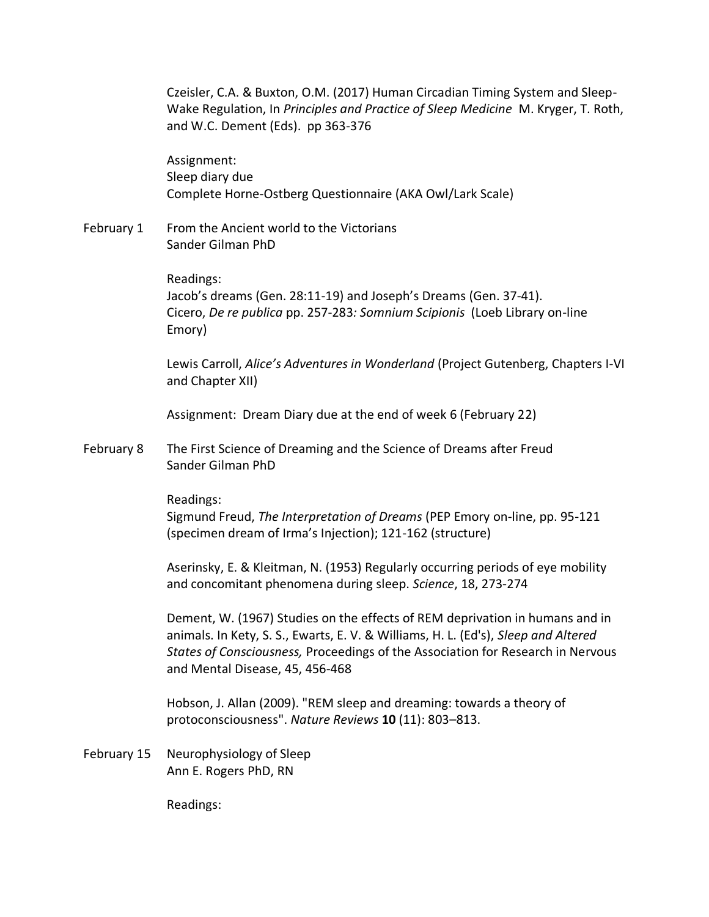Czeisler, C.A. & Buxton, O.M. (2017) Human Circadian Timing System and Sleep-Wake Regulation, In *Principles and Practice of Sleep Medicine* M. Kryger, T. Roth, and W.C. Dement (Eds). pp 363-376

Assignment:
Sleep diary due
Complete Horne-Ostberg Questionnaire (AKA Owl/Lark Scale)

**February 1** From the Ancient world to the Victorians
Sander Gilman PhD

Readings:
Jacob's dreams (Gen. 28:11-19) and Joseph's Dreams (Gen. 37-41).
Cicero, *De re publica* pp. 257-283*: Somnium Scipionis* (Loeb Library on-line Emory)

Lewis Carroll, *Alice's Adventures in Wonderland* (Project Gutenberg, Chapters I-VI and Chapter XII)

Assignment: Dream Diary due at the end of week 6 (February 22)

**February 8** The First Science of Dreaming and the Science of Dreams after Freud
Sander Gilman PhD

Readings:
Sigmund Freud, *The Interpretation of Dreams* (PEP Emory on-line, pp. 95-121 (specimen dream of Irma's Injection); 121-162 (structure)

Aserinsky, E. & Kleitman, N. (1953) Regularly occurring periods of eye mobility and concomitant phenomena during sleep. *Science*, 18, 273-274

Dement, W. (1967) Studies on the effects of REM deprivation in humans and in animals. In Kety, S. S., Ewarts, E. V. & Williams, H. L. (Ed's), *Sleep and Altered States of Consciousness,* Proceedings of the Association for Research in Nervous and Mental Disease, 45, 456-468

Hobson, J. Allan (2009). "REM sleep and dreaming: towards a theory of protoconsciousness". *Nature Reviews* **10** (11): 803–813.

**February 15** Neurophysiology of Sleep
Ann E. Rogers PhD, RN

Readings: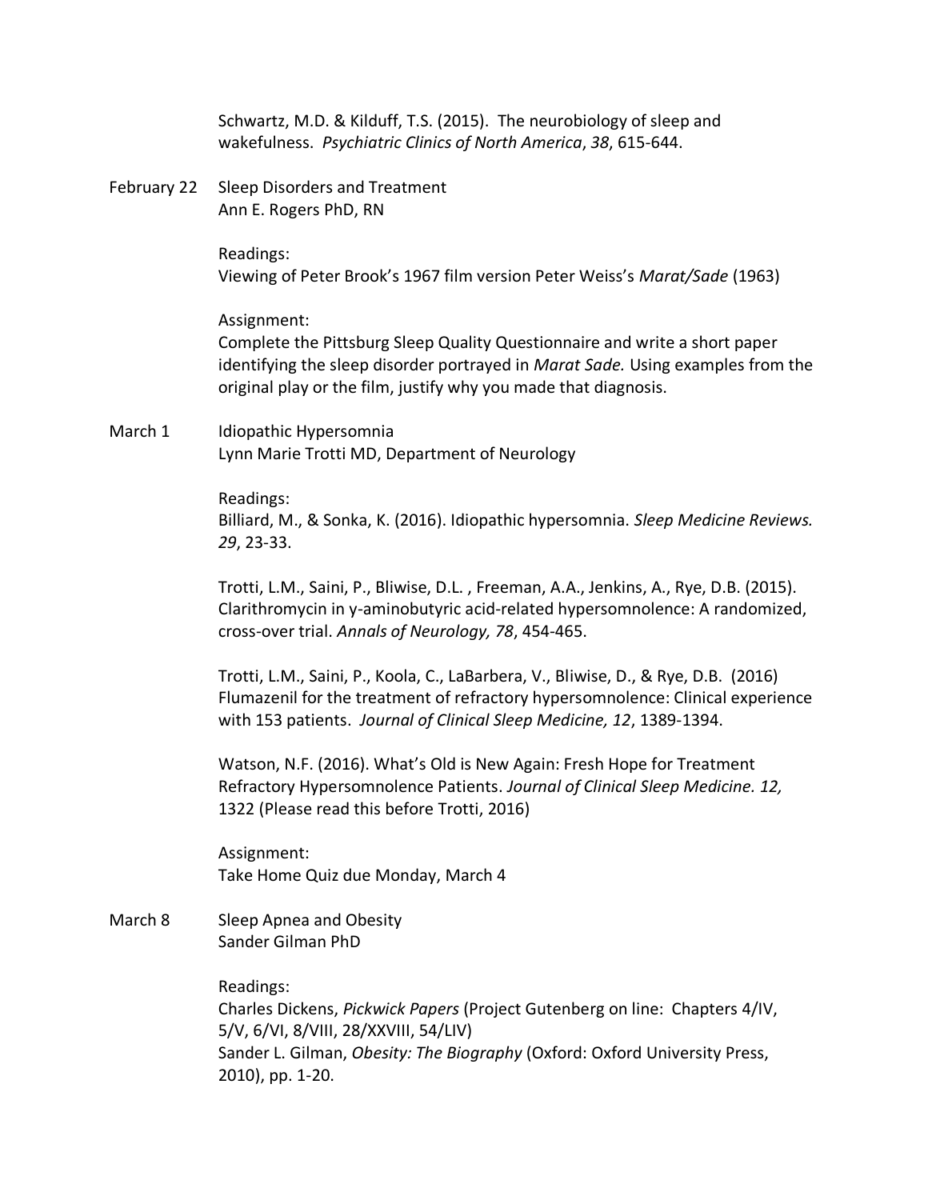Schwartz, M.D. & Kilduff, T.S. (2015). The neurobiology of sleep and wakefulness. *Psychiatric Clinics of North America*, *38*, 615-644.

**February 22** Sleep Disorders and Treatment
Ann E. Rogers PhD, RN

Readings:
Viewing of Peter Brook's 1967 film version Peter Weiss's *Marat/Sade* (1963)

Assignment:
Complete the Pittsburg Sleep Quality Questionnaire and write a short paper identifying the sleep disorder portrayed in *Marat Sade.* Using examples from the original play or the film, justify why you made that diagnosis.

**March 1** Idiopathic Hypersomnia
Lynn Marie Trotti MD, Department of Neurology

Readings:
Billiard, M., & Sonka, K. (2016). Idiopathic hypersomnia. *Sleep Medicine Reviews. 29*, 23-33.

Trotti, L.M., Saini, P., Bliwise, D.L. , Freeman, A.A., Jenkins, A., Rye, D.B. (2015). Clarithromycin in γ-aminobutyric acid-related hypersomnolence: A randomized, cross-over trial. *Annals of Neurology, 78*, 454-465.

Trotti, L.M., Saini, P., Koola, C., LaBarbera, V., Bliwise, D., & Rye, D.B. (2016) Flumazenil for the treatment of refractory hypersomnolence: Clinical experience with 153 patients. *Journal of Clinical Sleep Medicine, 12*, 1389-1394.

Watson, N.F. (2016). What's Old is New Again: Fresh Hope for Treatment Refractory Hypersomnolence Patients. *Journal of Clinical Sleep Medicine. 12,* 1322 (Please read this before Trotti, 2016)

Assignment:
Take Home Quiz due Monday, March 4

**March 8** Sleep Apnea and Obesity
Sander Gilman PhD

Readings:
Charles Dickens, *Pickwick Papers* (Project Gutenberg on line: Chapters 4/IV, 5/V, 6/VI, 8/VIII, 28/XXVIII, 54/LIV)
Sander L. Gilman, *Obesity: The Biography* (Oxford: Oxford University Press, 2010), pp. 1-20.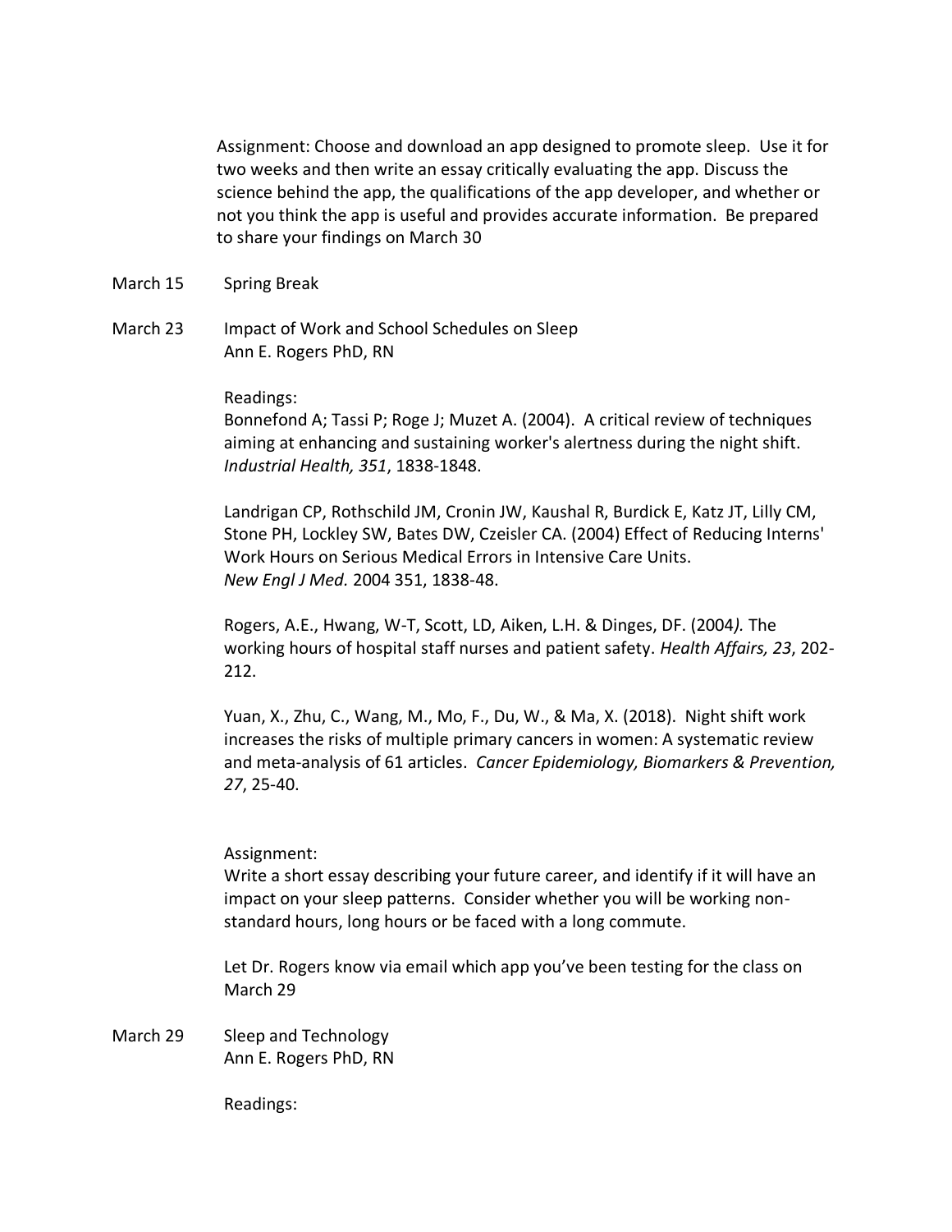Assignment: Choose and download an app designed to promote sleep. Use it for two weeks and then write an essay critically evaluating the app. Discuss the science behind the app, the qualifications of the app developer, and whether or not you think the app is useful and provides accurate information. Be prepared to share your findings on March 30

March 15 Spring Break

March 23 Impact of Work and School Schedules on Sleep
Ann E. Rogers PhD, RN

Readings:

Bonnefond A; Tassi P; Roge J; Muzet A. (2004). A critical review of techniques aiming at enhancing and sustaining worker's alertness during the night shift. *Industrial Health, 351*, 1838-1848.

Landrigan CP, Rothschild JM, Cronin JW, Kaushal R, Burdick E, Katz JT, Lilly CM, Stone PH, Lockley SW, Bates DW, Czeisler CA. (2004) Effect of Reducing Interns' Work Hours on Serious Medical Errors in Intensive Care Units. *New Engl J Med.* 2004 351, 1838-48.

Rogers, A.E., Hwang, W-T, Scott, LD, Aiken, L.H. & Dinges, DF. (2004*).* The working hours of hospital staff nurses and patient safety. *Health Affairs, 23*, 202-212.

Yuan, X., Zhu, C., Wang, M., Mo, F., Du, W., & Ma, X. (2018). Night shift work increases the risks of multiple primary cancers in women: A systematic review and meta-analysis of 61 articles. *Cancer Epidemiology, Biomarkers & Prevention, 27*, 25-40.

Assignment:
Write a short essay describing your future career, and identify if it will have an impact on your sleep patterns. Consider whether you will be working non-standard hours, long hours or be faced with a long commute.

Let Dr. Rogers know via email which app you've been testing for the class on March 29

March 29 Sleep and Technology
Ann E. Rogers PhD, RN

Readings: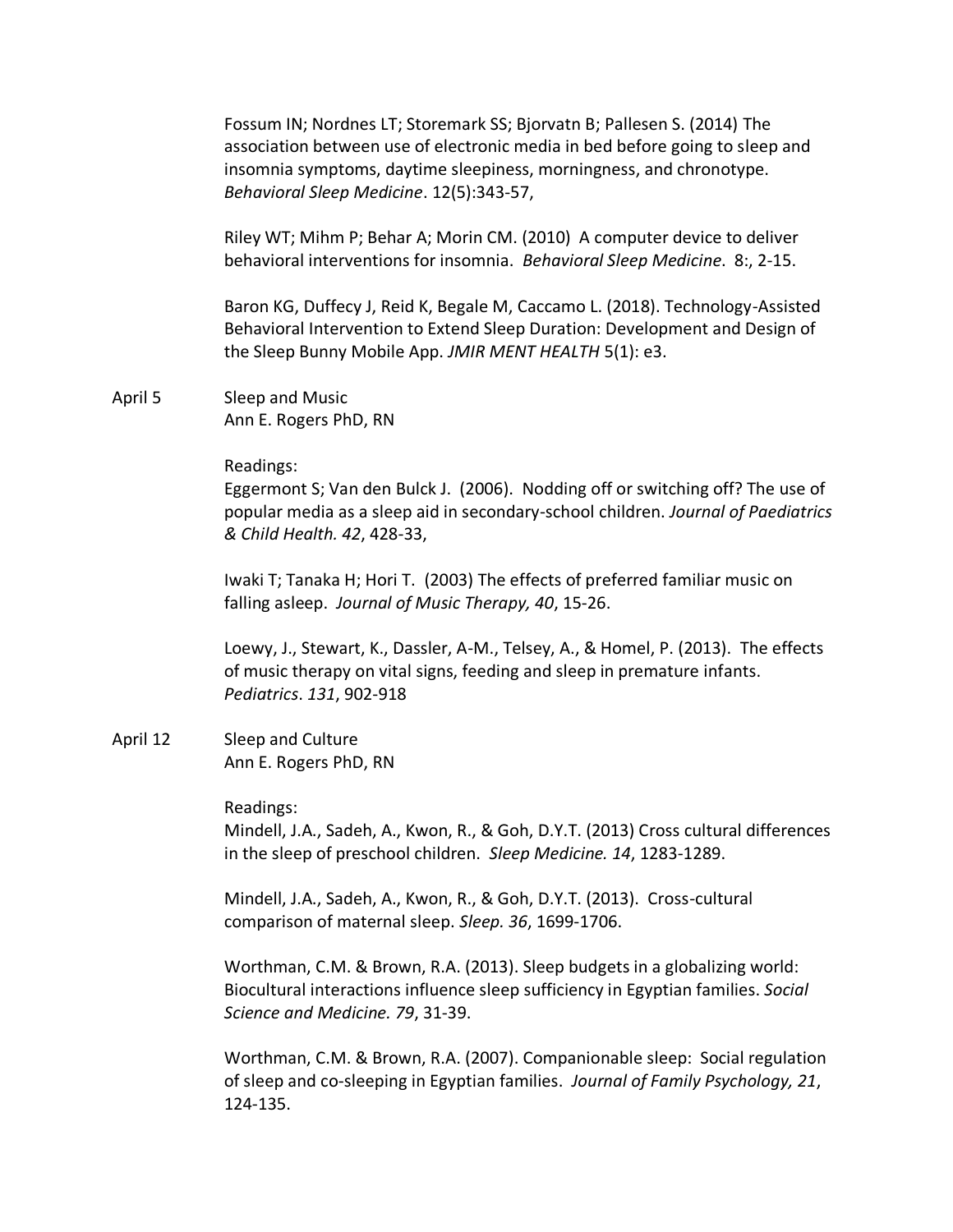Fossum IN; Nordnes LT; Storemark SS; Bjorvatn B; Pallesen S. (2014) The association between use of electronic media in bed before going to sleep and insomnia symptoms, daytime sleepiness, morningness, and chronotype. *Behavioral Sleep Medicine*. 12(5):343-57,

Riley WT; Mihm P; Behar A; Morin CM. (2010) A computer device to deliver behavioral interventions for insomnia. *Behavioral Sleep Medicine*. 8:, 2-15.

Baron KG, Duffecy J, Reid K, Begale M, Caccamo L. (2018). Technology-Assisted Behavioral Intervention to Extend Sleep Duration: Development and Design of the Sleep Bunny Mobile App. *JMIR MENT HEALTH* 5(1): e3.

April 5 Sleep and Music
Ann E. Rogers PhD, RN

Readings:

Eggermont S; Van den Bulck J. (2006). Nodding off or switching off? The use of popular media as a sleep aid in secondary-school children. *Journal of Paediatrics & Child Health. 42*, 428-33,

Iwaki T; Tanaka H; Hori T. (2003) The effects of preferred familiar music on falling asleep. *Journal of Music Therapy, 40*, 15-26.

Loewy, J., Stewart, K., Dassler, A-M., Telsey, A., & Homel, P. (2013). The effects of music therapy on vital signs, feeding and sleep in premature infants. *Pediatrics*. *131*, 902-918

April 12 Sleep and Culture
Ann E. Rogers PhD, RN

Readings:

Mindell, J.A., Sadeh, A., Kwon, R., & Goh, D.Y.T. (2013) Cross cultural differences in the sleep of preschool children. *Sleep Medicine. 14*, 1283-1289.

Mindell, J.A., Sadeh, A., Kwon, R., & Goh, D.Y.T. (2013). Cross-cultural comparison of maternal sleep. *Sleep. 36*, 1699-1706.

Worthman, C.M. & Brown, R.A. (2013). Sleep budgets in a globalizing world: Biocultural interactions influence sleep sufficiency in Egyptian families. *Social Science and Medicine. 79*, 31-39.

Worthman, C.M. & Brown, R.A. (2007). Companionable sleep: Social regulation of sleep and co-sleeping in Egyptian families. *Journal of Family Psychology, 21*, 124-135.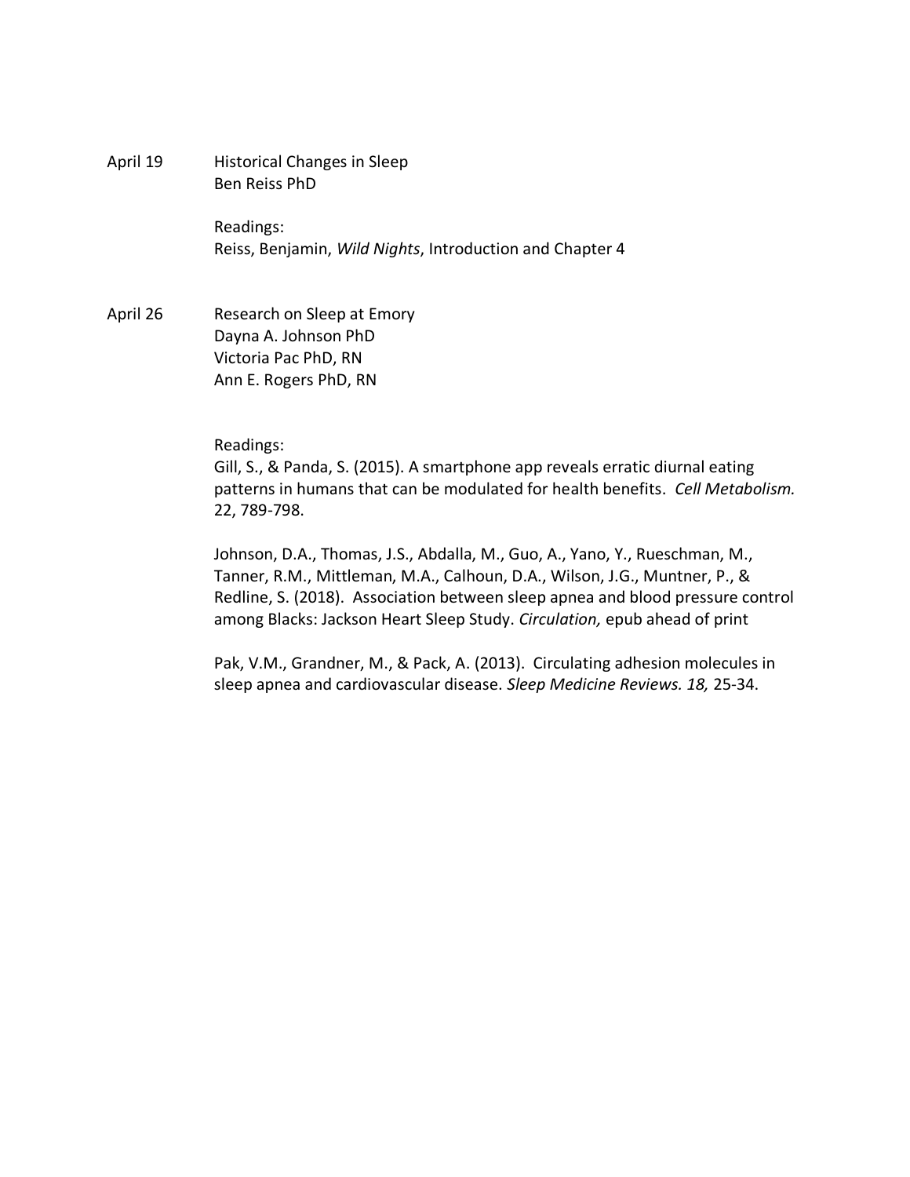April 19 Historical Changes in Sleep
Ben Reiss PhD

Readings:
Reiss, Benjamin, *Wild Nights*, Introduction and Chapter 4

April 26 Research on Sleep at Emory
Dayna A. Johnson PhD
Victoria Pac PhD, RN
Ann E. Rogers PhD, RN

Readings:
Gill, S., & Panda, S. (2015). A smartphone app reveals erratic diurnal eating patterns in humans that can be modulated for health benefits. *Cell Metabolism.* 22, 789-798.

Johnson, D.A., Thomas, J.S., Abdalla, M., Guo, A., Yano, Y., Rueschman, M., Tanner, R.M., Mittleman, M.A., Calhoun, D.A., Wilson, J.G., Muntner, P., & Redline, S. (2018). Association between sleep apnea and blood pressure control among Blacks: Jackson Heart Sleep Study. *Circulation,* epub ahead of print

Pak, V.M., Grandner, M., & Pack, A. (2013). Circulating adhesion molecules in sleep apnea and cardiovascular disease. *Sleep Medicine Reviews. 18,* 25-34.